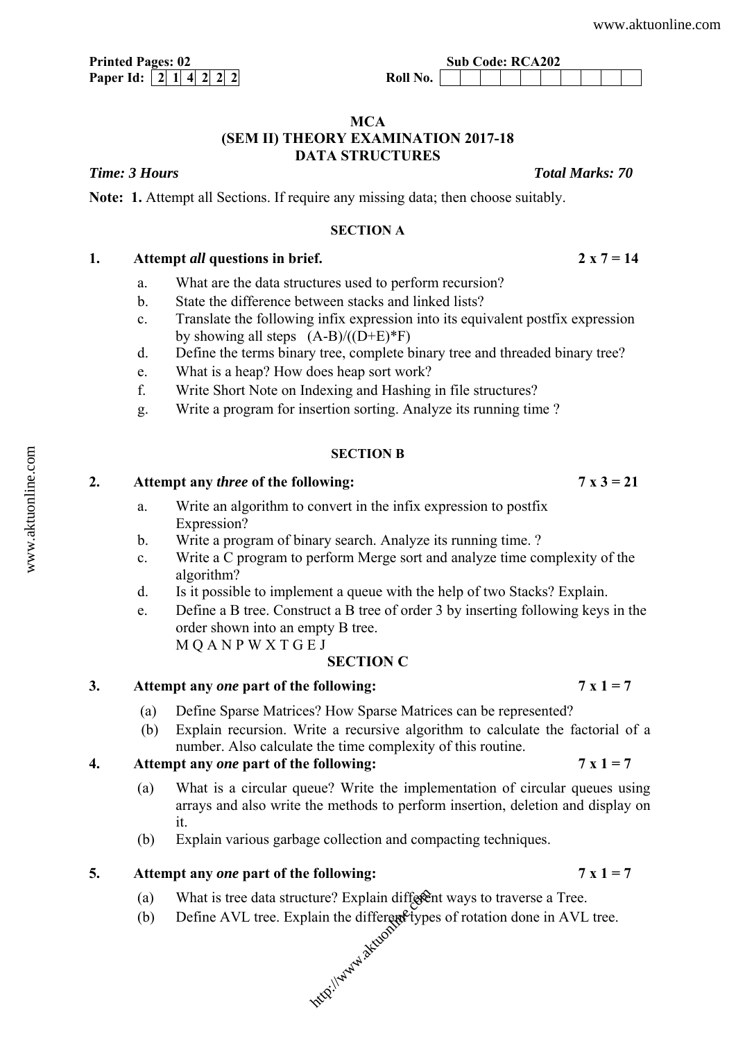**Printed Pages: 02** **Sub Code: RCA202**

**Paper Id:** | 2 | 1 | 4 | 2 | 2 | 2 | **Roll No.**

# MCA
## (SEM II) THEORY EXAMINATION 2017-18
## DATA STRUCTURES

***Time: 3 Hours*** ***Total Marks: 70***

**Note: 1.** Attempt all Sections. If require any missing data; then choose suitably.

### SECTION A

**1. Attempt *all* questions in brief. 2 x 7 = 14**

a. What are the data structures used to perform recursion?

b. State the difference between stacks and linked lists?

c. Translate the following infix expression into its equivalent postfix expression by showing all steps (A-B)/((D+E)*F)

d. Define the terms binary tree, complete binary tree and threaded binary tree?

e. What is a heap? How does heap sort work?

f. Write Short Note on Indexing and Hashing in file structures?

g. Write a program for insertion sorting. Analyze its running time ?

### SECTION B

**2. Attempt any *three* of the following: 7 x 3 = 21**

a. Write an algorithm to convert in the infix expression to postfix Expression?

b. Write a program of binary search. Analyze its running time. ?

c. Write a C program to perform Merge sort and analyze time complexity of the algorithm?

d. Is it possible to implement a queue with the help of two Stacks? Explain.

e. Define a B tree. Construct a B tree of order 3 by inserting following keys in the order shown into an empty B tree.
M Q A N P W X T G E J

### SECTION C

**3. Attempt any *one* part of the following: 7 x 1 = 7**

(a) Define Sparse Matrices? How Sparse Matrices can be represented?

(b) Explain recursion. Write a recursive algorithm to calculate the factorial of a number. Also calculate the time complexity of this routine.

**4. Attempt any *one* part of the following: 7 x 1 = 7**

(a) What is a circular queue? Write the implementation of circular queues using arrays and also write the methods to perform insertion, deletion and display on it.

(b) Explain various garbage collection and compacting techniques.

**5. Attempt any *one* part of the following: 7 x 1 = 7**

(a) What is tree data structure? Explain different ways to traverse a Tree.

(b) Define AVL tree. Explain the different types of rotation done in AVL tree.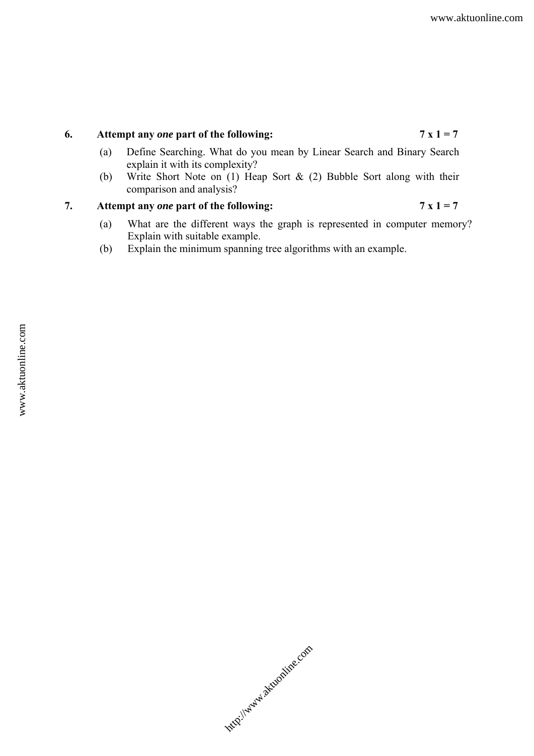**6. Attempt any *one* part of the following: 7 x 1 = 7**

(a) Define Searching. What do you mean by Linear Search and Binary Search explain it with its complexity?

(b) Write Short Note on (1) Heap Sort & (2) Bubble Sort along with their comparison and analysis?

**7. Attempt any *one* part of the following: 7 x 1 = 7**

(a) What are the different ways the graph is represented in computer memory? Explain with suitable example.

(b) Explain the minimum spanning tree algorithms with an example.